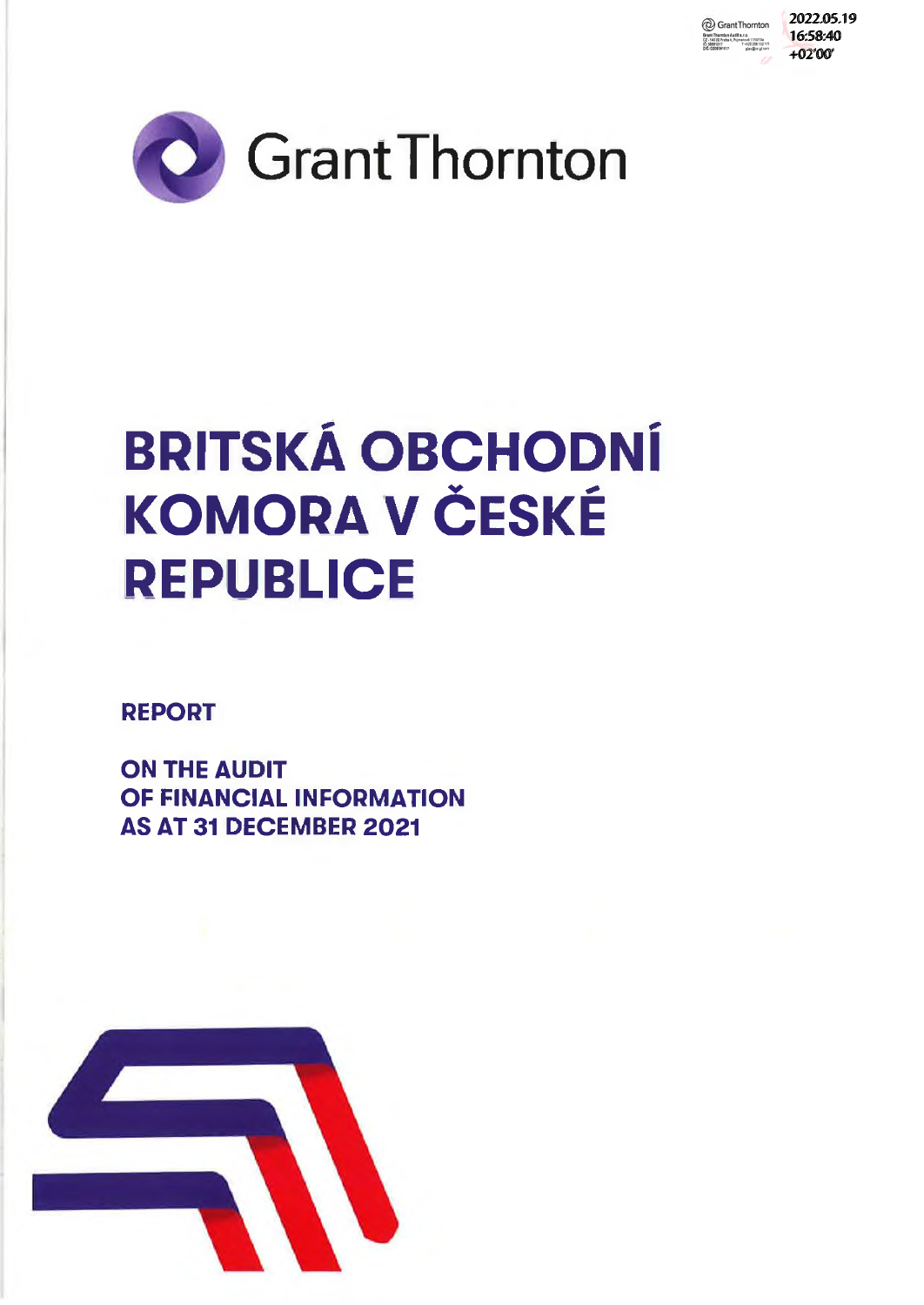Grant Thornton

# BRITSKÁ OBCHODNÍ KOMORA V ČESKÉ REPUBLICE

**REPORT**

**ON THE AUDIT OF FINANCIAL INFORMATION AS AT 31 DECEMBER 2021**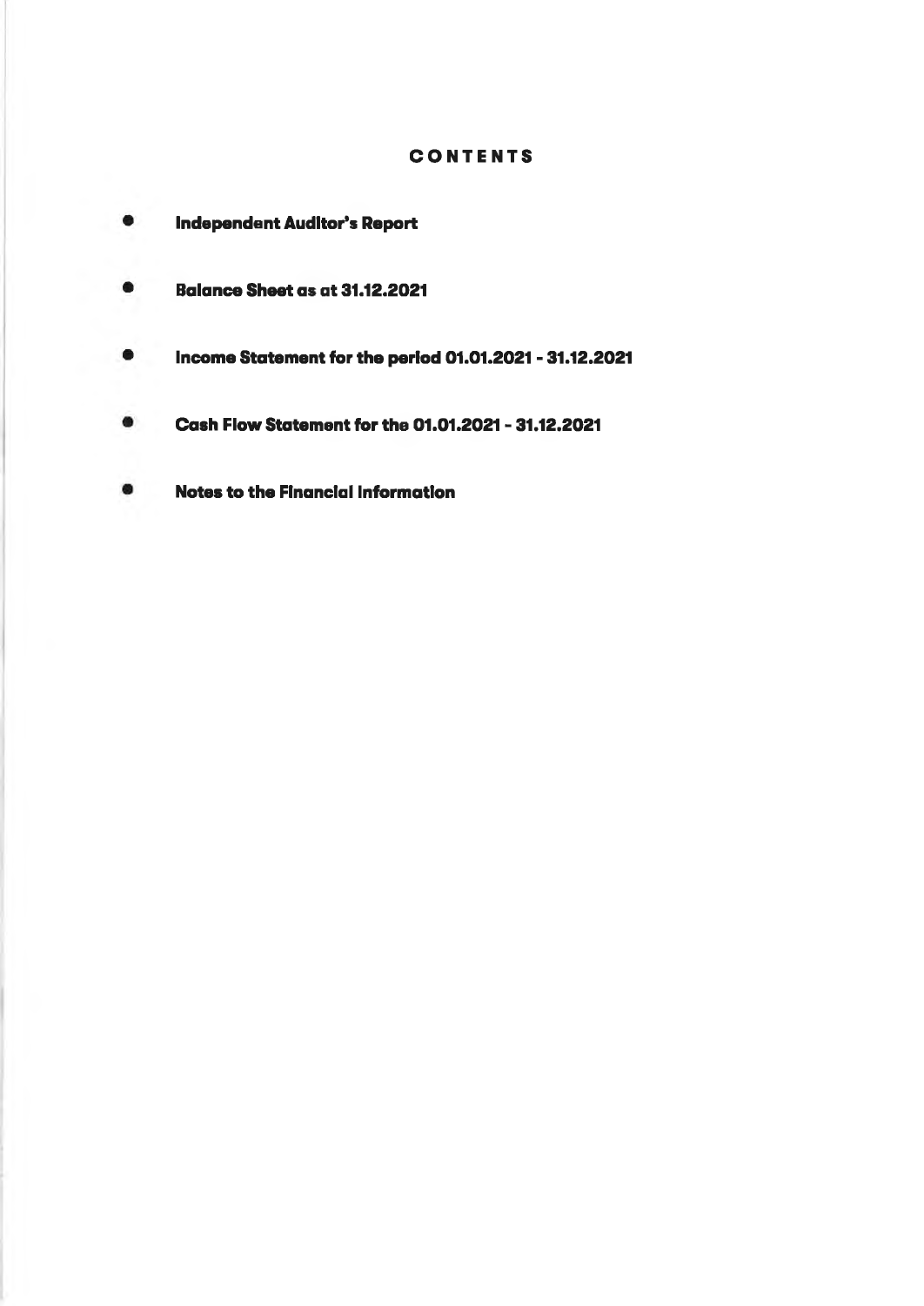# CONTENTS

- **Independent Auditor's Report**
- **Balance Sheet as at 31.12.2021**
- **Income Statement for the period 01.01.2021 - 31.12.2021**
- **Cash Flow Statement for the 01.01.2021 - 31.12.2021**
- **Notes to the Financial Information**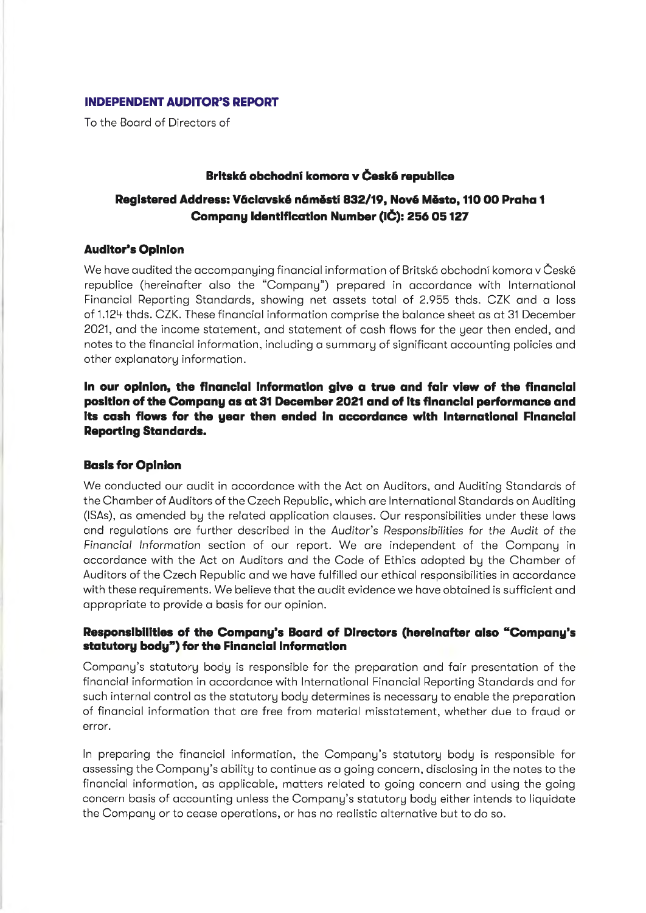## INDEPENDENT AUDITOR'S REPORT

To the Board of Directors of

**Britská obchodní komora v České republice**

**Registered Address: Václavské náměstí 832/19, Nové Město, 110 00 Praha 1**
**Company Identification Number (IČ): 256 05 127**

### Auditor's Opinion

We have audited the accompanying financial information of Britská obchodní komora v České republice (hereinafter also the "Company") prepared in accordance with International Financial Reporting Standards, showing net assets total of 2.955 thds. CZK and a loss of 1.124 thds. CZK. These financial information comprise the balance sheet as at 31 December 2021, and the income statement, and statement of cash flows for the year then ended, and notes to the financial information, including a summary of significant accounting policies and other explanatory information.

**In our opinion, the financial information give a true and fair view of the financial position of the Company as at 31 December 2021 and of its financial performance and its cash flows for the year then ended in accordance with International Financial Reporting Standards.**

### Basis for Opinion

We conducted our audit in accordance with the Act on Auditors, and Auditing Standards of the Chamber of Auditors of the Czech Republic, which are International Standards on Auditing (ISAs), as amended by the related application clauses. Our responsibilities under these laws and regulations are further described in the *Auditor's Responsibilities for the Audit of the Financial Information* section of our report. We are independent of the Company in accordance with the Act on Auditors and the Code of Ethics adopted by the Chamber of Auditors of the Czech Republic and we have fulfilled our ethical responsibilities in accordance with these requirements. We believe that the audit evidence we have obtained is sufficient and appropriate to provide a basis for our opinion.

### Responsibilities of the Company's Board of Directors (hereinafter also "Company's statutory body") for the Financial Information

Company's statutory body is responsible for the preparation and fair presentation of the financial information in accordance with International Financial Reporting Standards and for such internal control as the statutory body determines is necessary to enable the preparation of financial information that are free from material misstatement, whether due to fraud or error.

In preparing the financial information, the Company's statutory body is responsible for assessing the Company's ability to continue as a going concern, disclosing in the notes to the financial information, as applicable, matters related to going concern and using the going concern basis of accounting unless the Company's statutory body either intends to liquidate the Company or to cease operations, or has no realistic alternative but to do so.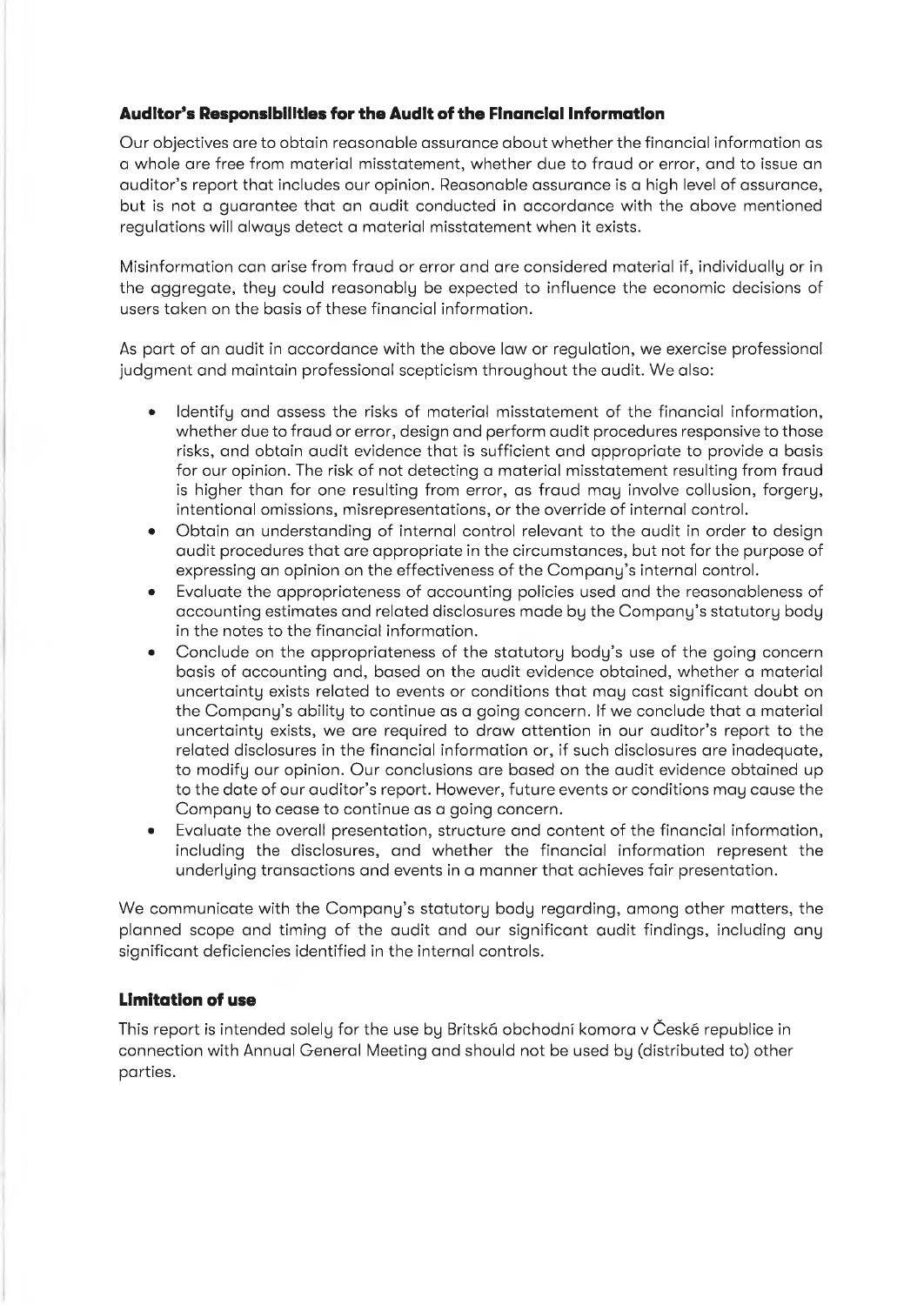### Auditor's Responsibilities for the Audit of the Financial Information

Our objectives are to obtain reasonable assurance about whether the financial information as a whole are free from material misstatement, whether due to fraud or error, and to issue an auditor's report that includes our opinion. Reasonable assurance is a high level of assurance, but is not a guarantee that an audit conducted in accordance with the above mentioned regulations will always detect a material misstatement when it exists.

Misinformation can arise from fraud or error and are considered material if, individually or in the aggregate, they could reasonably be expected to influence the economic decisions of users taken on the basis of these financial information.

As part of an audit in accordance with the above law or regulation, we exercise professional judgment and maintain professional scepticism throughout the audit. We also:

- Identify and assess the risks of material misstatement of the financial information, whether due to fraud or error, design and perform audit procedures responsive to those risks, and obtain audit evidence that is sufficient and appropriate to provide a basis for our opinion. The risk of not detecting a material misstatement resulting from fraud is higher than for one resulting from error, as fraud may involve collusion, forgery, intentional omissions, misrepresentations, or the override of internal control.
- Obtain an understanding of internal control relevant to the audit in order to design audit procedures that are appropriate in the circumstances, but not for the purpose of expressing an opinion on the effectiveness of the Company's internal control.
- Evaluate the appropriateness of accounting policies used and the reasonableness of accounting estimates and related disclosures made by the Company's statutory body in the notes to the financial information.
- Conclude on the appropriateness of the statutory body's use of the going concern basis of accounting and, based on the audit evidence obtained, whether a material uncertainty exists related to events or conditions that may cast significant doubt on the Company's ability to continue as a going concern. If we conclude that a material uncertainty exists, we are required to draw attention in our auditor's report to the related disclosures in the financial information or, if such disclosures are inadequate, to modify our opinion. Our conclusions are based on the audit evidence obtained up to the date of our auditor's report. However, future events or conditions may cause the Company to cease to continue as a going concern.
- Evaluate the overall presentation, structure and content of the financial information, including the disclosures, and whether the financial information represent the underlying transactions and events in a manner that achieves fair presentation.

We communicate with the Company's statutory body regarding, among other matters, the planned scope and timing of the audit and our significant audit findings, including any significant deficiencies identified in the internal controls.

### Limitation of use

This report is intended solely for the use by Britská obchodní komora v České republice in connection with Annual General Meeting and should not be used by (distributed to) other parties.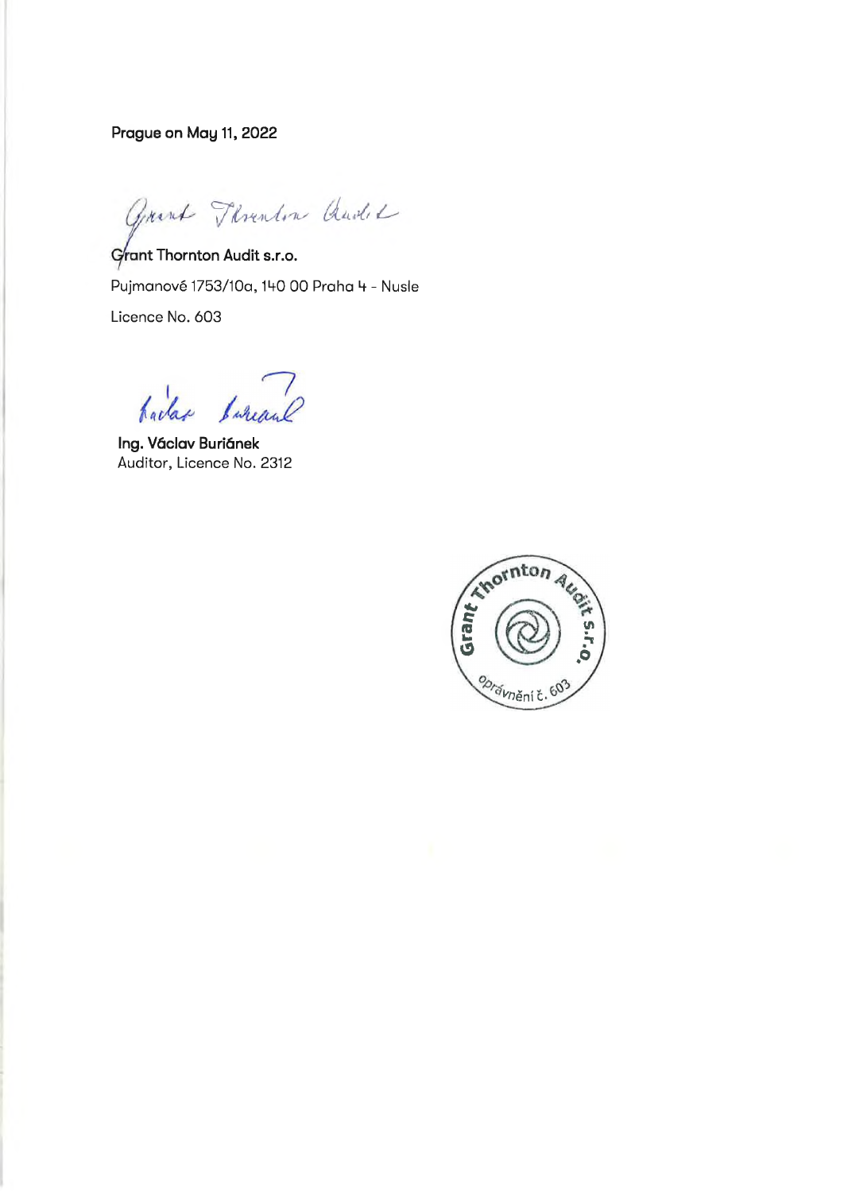**Prague on May 11, 2022**

**Grant Thornton Audit s.r.o.**

Pujmanové 1753/10a, 140 00 Praha 4 - Nusle

Licence No. 603

**Ing. Václav Buriánek**

Auditor, Licence No. 2312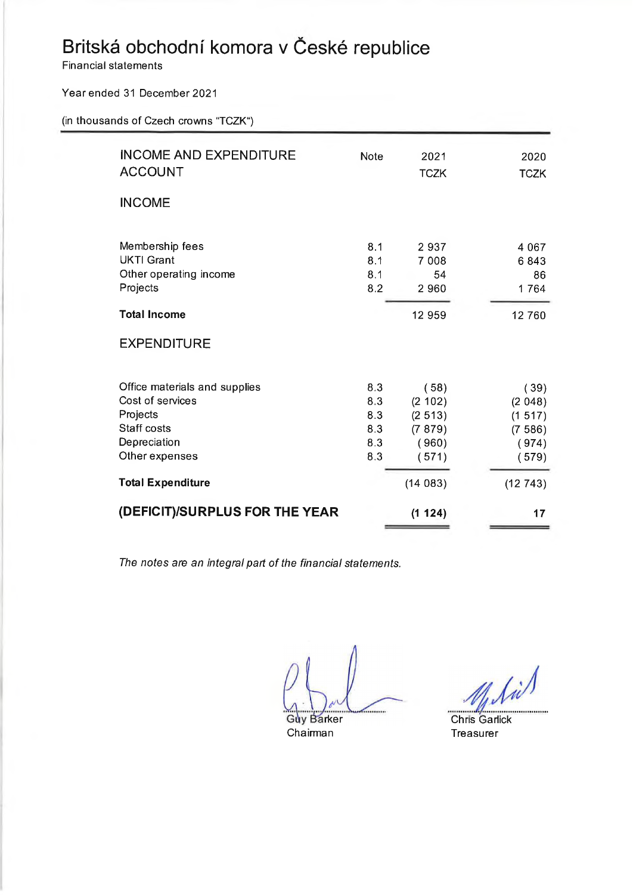# Britská obchodní komora v České republice

Financial statements

Year ended 31 December 2021

(in thousands of Czech crowns "TCZK")

| INCOME AND EXPENDITURE ACCOUNT | Note | 2021 TCZK | 2020 TCZK |
|---|---|---|---|
| **INCOME** | | | |
| Membership fees | 8.1 | 2 937 | 4 067 |
| UKTI Grant | 8.1 | 7 008 | 6 843 |
| Other operating income | 8.1 | 54 | 86 |
| Projects | 8.2 | 2 960 | 1 764 |
| **Total Income** | | 12 959 | 12 760 |
| **EXPENDITURE** | | | |
| Office materials and supplies | 8.3 | ( 58) | ( 39) |
| Cost of services | 8.3 | (2 102) | (2 048) |
| Projects | 8.3 | (2 513) | (1 517) |
| Staff costs | 8.3 | (7 879) | (7 586) |
| Depreciation | 8.3 | ( 960) | ( 974) |
| Other expenses | 8.3 | ( 571) | ( 579) |
| **Total Expenditure** | | (14 083) | (12 743) |
| **(DEFICIT)/SURPLUS FOR THE YEAR** | | **(1 124)** | **17** |

*The notes are an integral part of the financial statements.*

Guy Barker
Chairman

Chris Garlick
Treasurer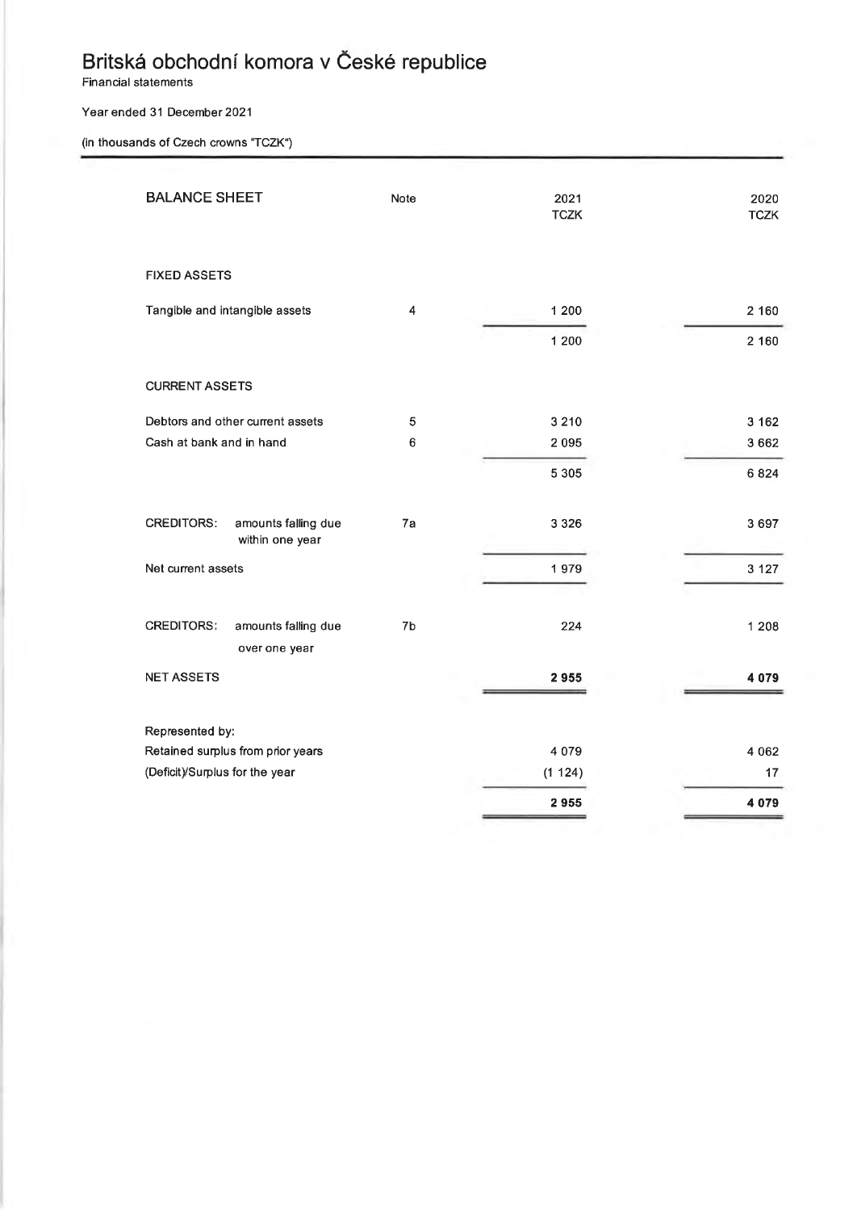# Britská obchodní komora v České republice

Financial statements

Year ended 31 December 2021

(in thousands of Czech crowns "TCZK")

| BALANCE SHEET | Note | 2021 TCZK | 2020 TCZK |
|---|---|---|---|
| FIXED ASSETS | | | |
| Tangible and intangible assets | 4 | 1 200 | 2 160 |
| | | 1 200 | 2 160 |
| CURRENT ASSETS | | | |
| Debtors and other current assets | 5 | 3 210 | 3 162 |
| Cash at bank and in hand | 6 | 2 095 | 3 662 |
| | | 5 305 | 6 824 |
| CREDITORS: amounts falling due within one year | 7a | 3 326 | 3 697 |
| Net current assets | | 1 979 | 3 127 |
| CREDITORS: amounts falling due over one year | 7b | 224 | 1 208 |
| **NET ASSETS** | | **2 955** | **4 079** |
| Represented by: | | | |
| Retained surplus from prior years | | 4 079 | 4 062 |
| (Deficit)/Surplus for the year | | (1 124) | 17 |
| | | **2 955** | **4 079** |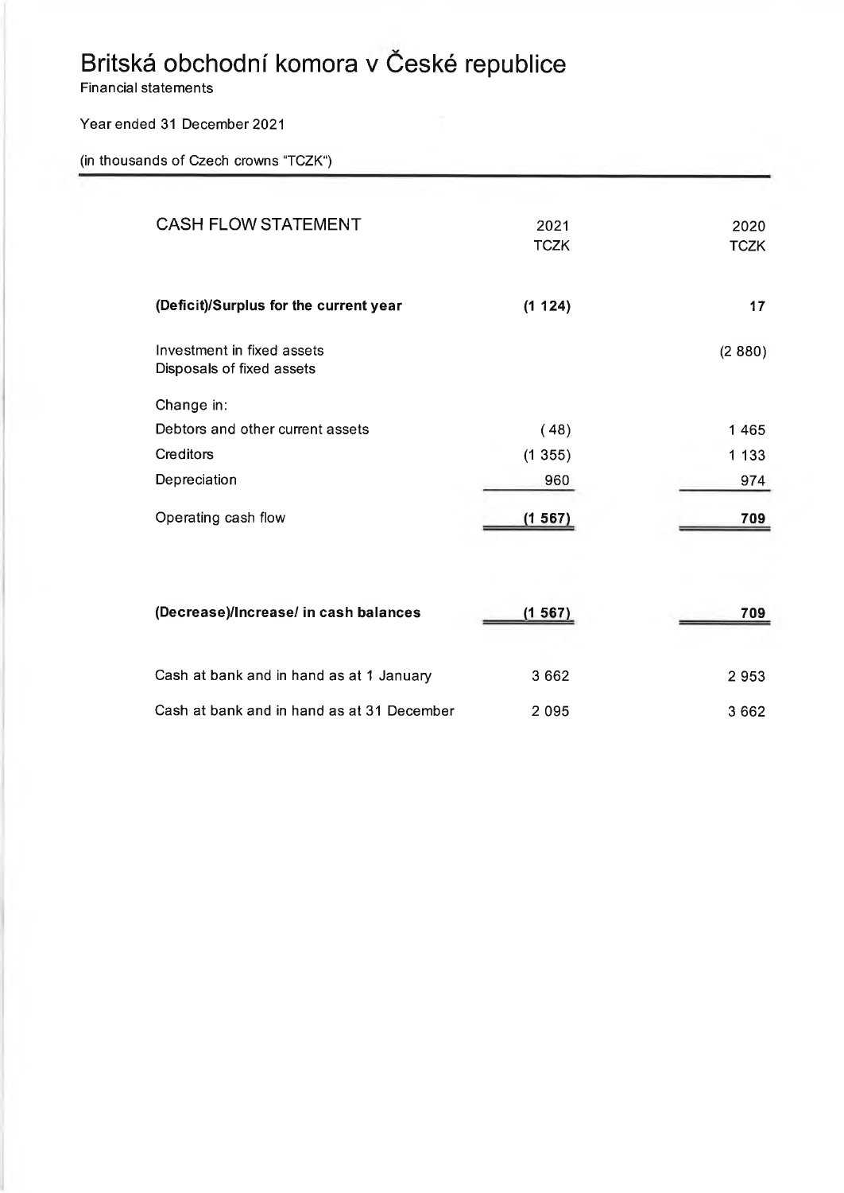# Britská obchodní komora v České republice

Financial statements

Year ended 31 December 2021

(in thousands of Czech crowns "TCZK")

| CASH FLOW STATEMENT | 2021 TCZK | 2020 TCZK |
|---|---|---|
| **(Deficit)/Surplus for the current year** | **(1 124)** | 17 |
| Investment in fixed assets | | (2 880) |
| Disposals of fixed assets | | |
| Change in: | | |
| Debtors and other current assets | ( 48) | 1 465 |
| Creditors | (1 355) | 1 133 |
| Depreciation | 960 | 974 |
| Operating cash flow | (1 567) | 709 |
| **(Decrease)/Increase/ in cash balances** | **(1 567)** | **709** |
| Cash at bank and in hand as at 1 January | 3 662 | 2 953 |
| Cash at bank and in hand as at 31 December | 2 095 | 3 662 |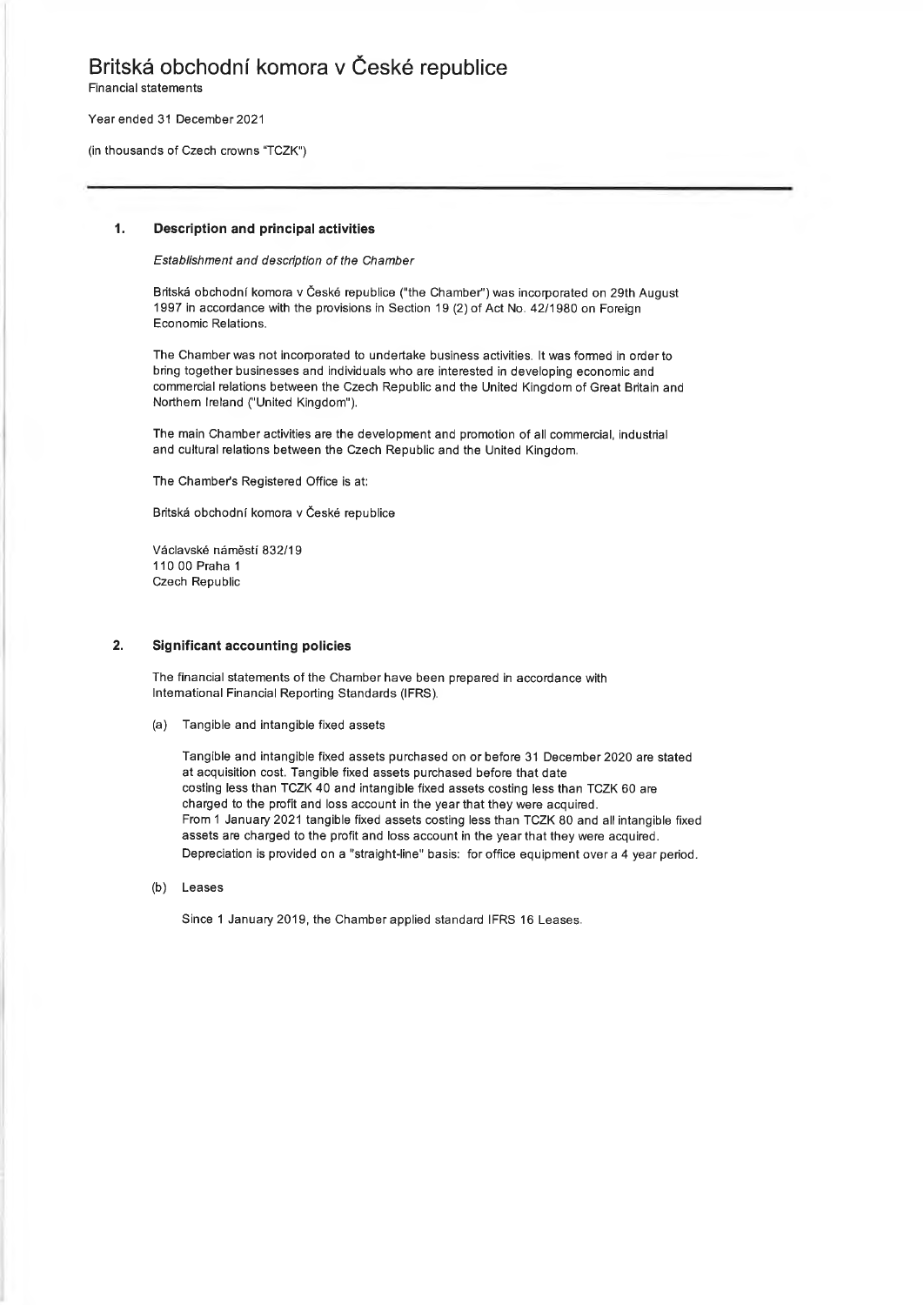# Britská obchodní komora v České republice

Financial statements

Year ended 31 December 2021

(in thousands of Czech crowns "TCZK")

## 1. Description and principal activities

*Establishment and description of the Chamber*

Britská obchodní komora v České republice ("the Chamber") was incorporated on 29th August 1997 in accordance with the provisions in Section 19 (2) of Act No. 42/1980 on Foreign Economic Relations.

The Chamber was not incorporated to undertake business activities. It was formed in order to bring together businesses and individuals who are interested in developing economic and commercial relations between the Czech Republic and the United Kingdom of Great Britain and Northern Ireland ("United Kingdom").

The main Chamber activities are the development and promotion of all commercial, industrial and cultural relations between the Czech Republic and the United Kingdom.

The Chamber's Registered Office is at:

Britská obchodní komora v České republice

Václavské náměstí 832/19
110 00 Praha 1
Czech Republic

## 2. Significant accounting policies

The financial statements of the Chamber have been prepared in accordance with International Financial Reporting Standards (IFRS).

(a) Tangible and intangible fixed assets

Tangible and intangible fixed assets purchased on or before 31 December 2020 are stated at acquisition cost. Tangible fixed assets purchased before that date costing less than TCZK 40 and intangible fixed assets costing less than TCZK 60 are charged to the profit and loss account in the year that they were acquired.
From 1 January 2021 tangible fixed assets costing less than TCZK 80 and all intangible fixed assets are charged to the profit and loss account in the year that they were acquired.
Depreciation is provided on a "straight-line" basis: for office equipment over a 4 year period.

(b) Leases

Since 1 January 2019, the Chamber applied standard IFRS 16 Leases.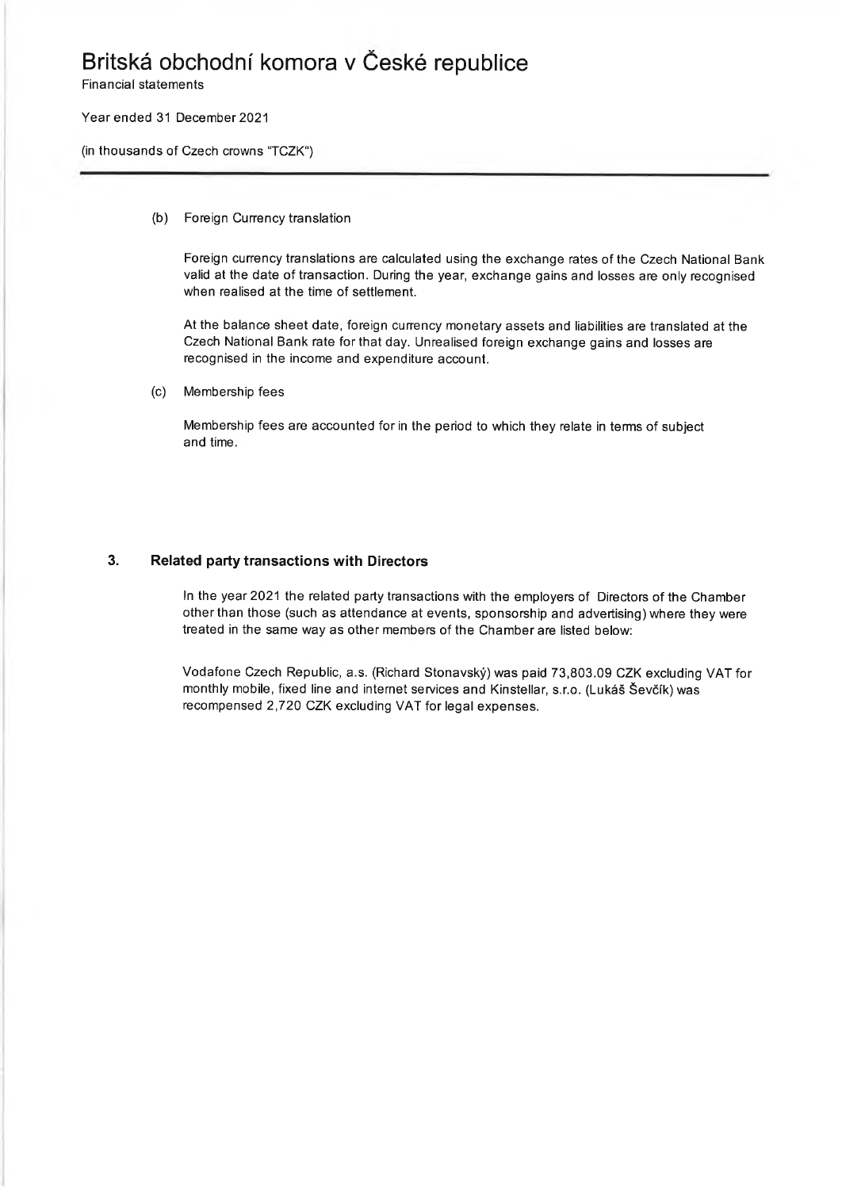(b) Foreign Currency translation

Foreign currency translations are calculated using the exchange rates of the Czech National Bank valid at the date of transaction. During the year, exchange gains and losses are only recognised when realised at the time of settlement.

At the balance sheet date, foreign currency monetary assets and liabilities are translated at the Czech National Bank rate for that day. Unrealised foreign exchange gains and losses are recognised in the income and expenditure account.

(c) Membership fees

Membership fees are accounted for in the period to which they relate in terms of subject and time.

## 3. Related party transactions with Directors

In the year 2021 the related party transactions with the employers of Directors of the Chamber other than those (such as attendance at events, sponsorship and advertising) where they were treated in the same way as other members of the Chamber are listed below:

Vodafone Czech Republic, a.s. (Richard Stonavský) was paid 73,803.09 CZK excluding VAT for monthly mobile, fixed line and internet services and Kinstellar, s.r.o. (Lukáš Ševčík) was recompensed 2,720 CZK excluding VAT for legal expenses.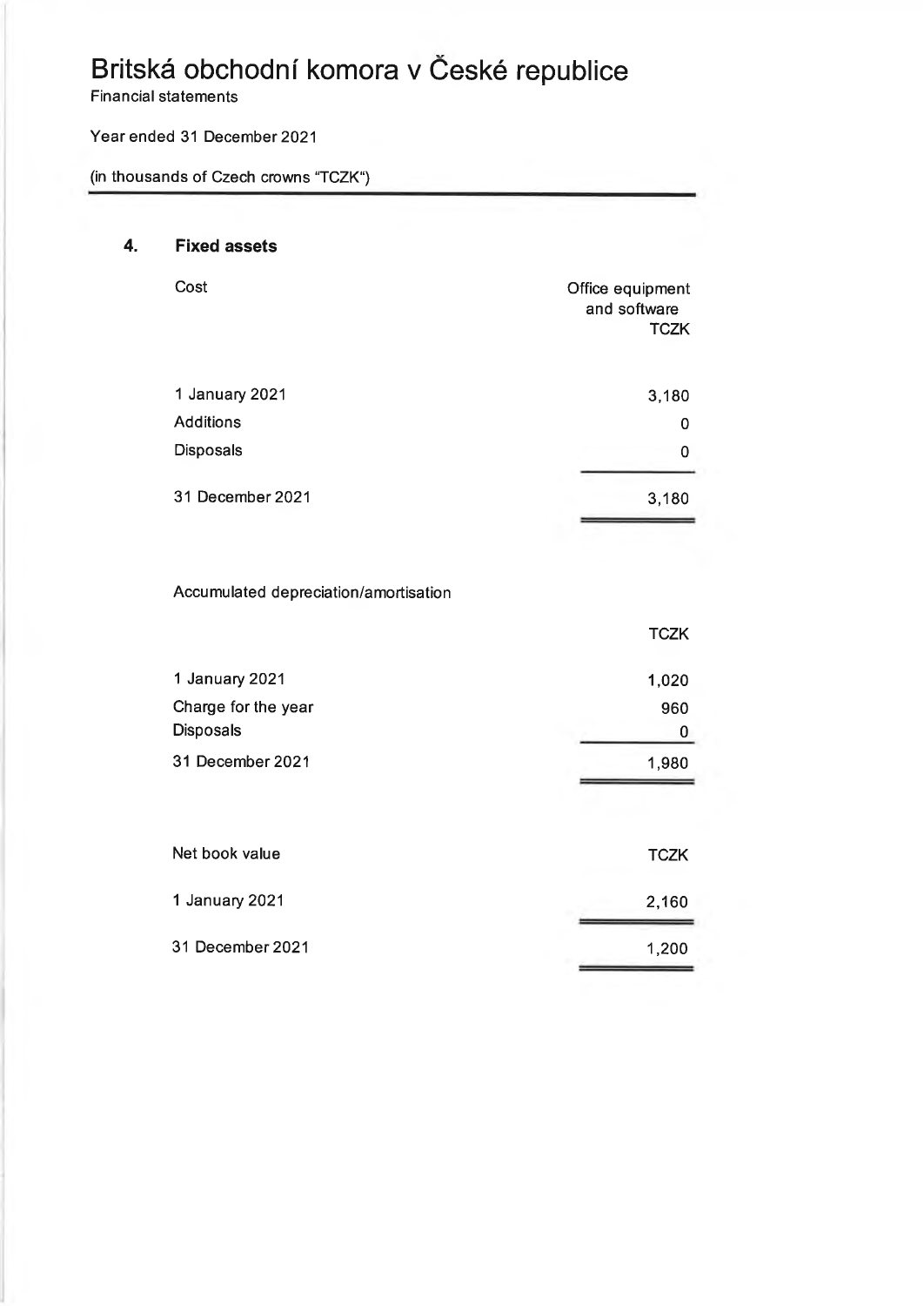# Britská obchodní komora v České republice

Financial statements

Year ended 31 December 2021

(in thousands of Czech crowns "TCZK")

## 4. Fixed assets

| Cost | Office equipment and software TCZK |
|---|---|
| 1 January 2021 | 3,180 |
| Additions | 0 |
| Disposals | 0 |
| 31 December 2021 | 3,180 |

| Accumulated depreciation/amortisation | TCZK |
|---|---|
| 1 January 2021 | 1,020 |
| Charge for the year | 960 |
| Disposals | 0 |
| 31 December 2021 | 1,980 |

| Net book value | TCZK |
|---|---|
| 1 January 2021 | 2,160 |
| 31 December 2021 | 1,200 |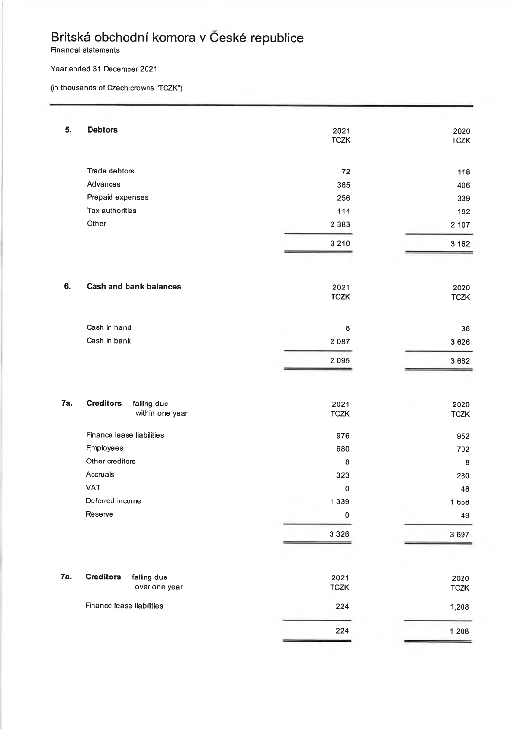# Britská obchodní komora v České republice

Financial statements

Year ended 31 December 2021

(in thousands of Czech crowns "TCZK")

## 5. Debtors

| | 2021 TCZK | 2020 TCZK |
|---|---|---|
| Trade debtors | 72 | 118 |
| Advances | 385 | 406 |
| Prepaid expenses | 256 | 339 |
| Tax authorities | 114 | 192 |
| Other | 2 383 | 2 107 |
| | 3 210 | 3 162 |

## 6. Cash and bank balances

| | 2021 TCZK | 2020 TCZK |
|---|---|---|
| Cash in hand | 8 | 36 |
| Cash in bank | 2 087 | 3 626 |
| | 2 095 | 3 662 |

## 7a. Creditors falling due within one year

| | 2021 TCZK | 2020 TCZK |
|---|---|---|
| Finance lease liabilities | 976 | 952 |
| Employees | 680 | 702 |
| Other creditors | 8 | 8 |
| Accruals | 323 | 280 |
| VAT | 0 | 48 |
| Deferred income | 1 339 | 1 658 |
| Reserve | 0 | 49 |
| | 3 326 | 3 697 |

## 7a. Creditors falling due over one year

| | 2021 TCZK | 2020 TCZK |
|---|---|---|
| Finance lease liabilities | 224 | 1,208 |
| | 224 | 1 208 |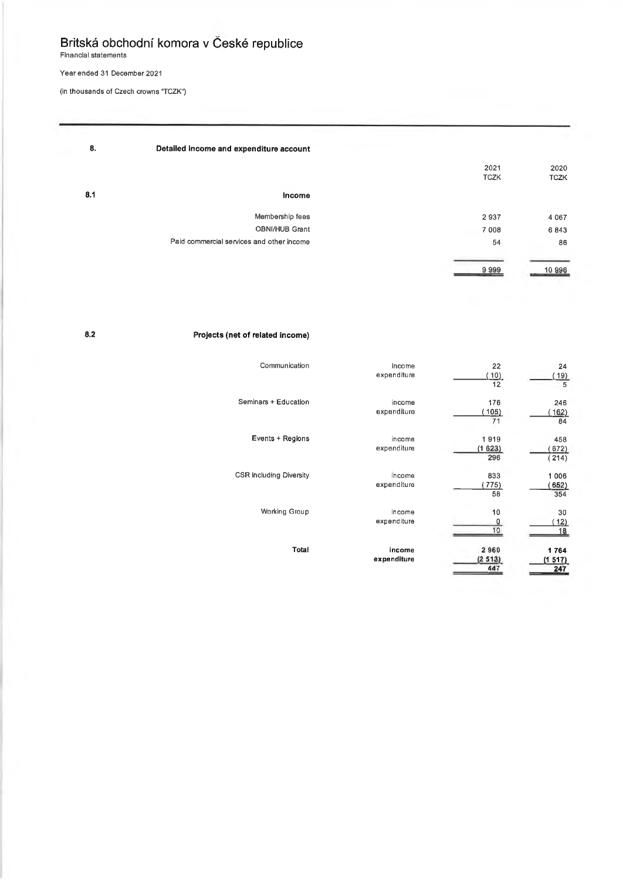# Britská obchodní komora v České republice

Financial statements

Year ended 31 December 2021

(in thousands of Czech crowns "TCZK")

## 8. Detailed income and expenditure account

### 8.1 Income

| | 2021 TCZK | 2020 TCZK |
|---|---|---|
| Membership fees | 2 937 | 4 067 |
| OBNI/HUB Grant | 7 008 | 6 843 |
| Paid commercial services and other income | 54 | 86 |
| | 9 999 | 10 996 |

### 8.2 Projects (net of related income)

| | | 2021 TCZK | 2020 TCZK |
|---|---|---|---|
| Communication | income | 22 | 24 |
| | expenditure | (10) | (19) |
| | | 12 | 5 |
| Seminars + Education | income | 176 | 246 |
| | expenditure | (105) | (162) |
| | | 71 | 84 |
| Events + Regions | income | 1 919 | 458 |
| | expenditure | (1 623) | (672) |
| | | 296 | (214) |
| CSR including Diversity | income | 833 | 1 006 |
| | expenditure | (775) | (652) |
| | | 58 | 354 |
| Working Group | income | 10 | 30 |
| | expenditure | 0 | (12) |
| | | 10 | 18 |
| **Total** | **income** | **2 960** | **1 764** |
| | **expenditure** | **(2 513)** | **(1 517)** |
| | | **447** | **247** |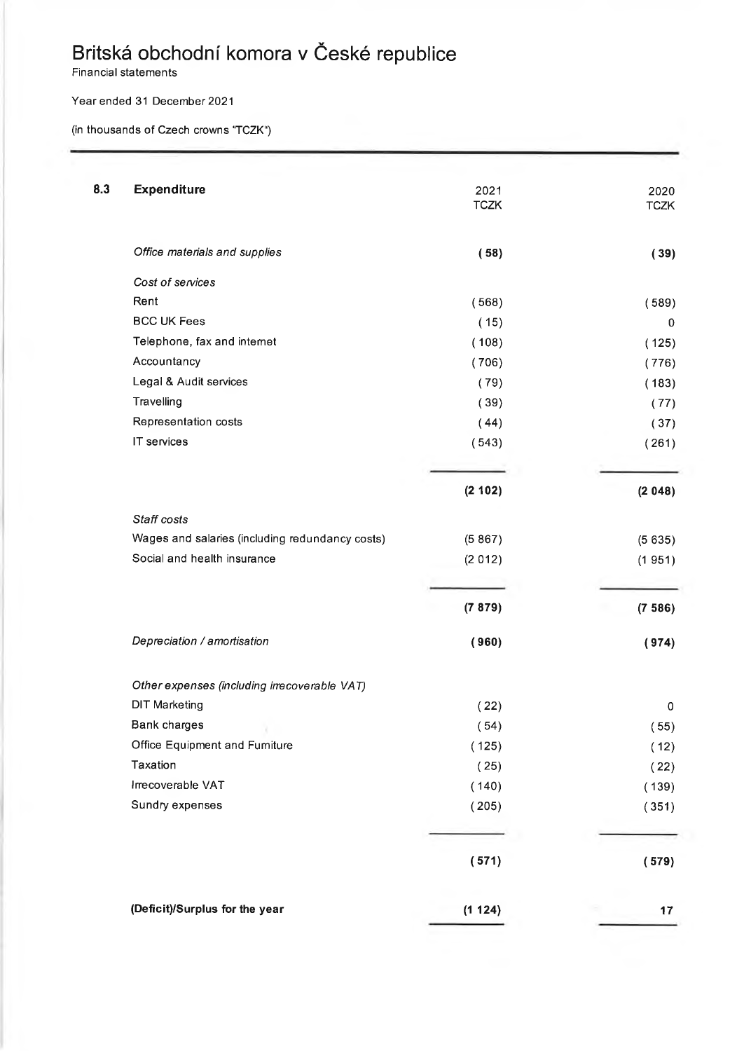# Britská obchodní komora v České republice

Financial statements

Year ended 31 December 2021

(in thousands of Czech crowns "TCZK")

| 8.3 Expenditure | 2021 TCZK | 2020 TCZK |
|---|---|---|
| *Office materials and supplies* | **( 58)** | **( 39)** |
| *Cost of services* | | |
| Rent | ( 568) | ( 589) |
| BCC UK Fees | ( 15) | 0 |
| Telephone, fax and internet | ( 108) | ( 125) |
| Accountancy | ( 706) | ( 776) |
| Legal & Audit services | ( 79) | ( 183) |
| Travelling | ( 39) | ( 77) |
| Representation costs | ( 44) | ( 37) |
| IT services | ( 543) | ( 261) |
| | **(2 102)** | **(2 048)** |
| *Staff costs* | | |
| Wages and salaries (including redundancy costs) | (5 867) | (5 635) |
| Social and health insurance | (2 012) | (1 951) |
| | **(7 879)** | **(7 586)** |
| *Depreciation / amortisation* | **( 960)** | **( 974)** |
| *Other expenses (including irrecoverable VAT)* | | |
| DIT Marketing | ( 22) | 0 |
| Bank charges | ( 54) | ( 55) |
| Office Equipment and Furniture | ( 125) | ( 12) |
| Taxation | ( 25) | ( 22) |
| Irrecoverable VAT | ( 140) | ( 139) |
| Sundry expenses | ( 205) | ( 351) |
| | **( 571)** | **( 579)** |
| **(Deficit)/Surplus for the year** | **(1 124)** | **17** |